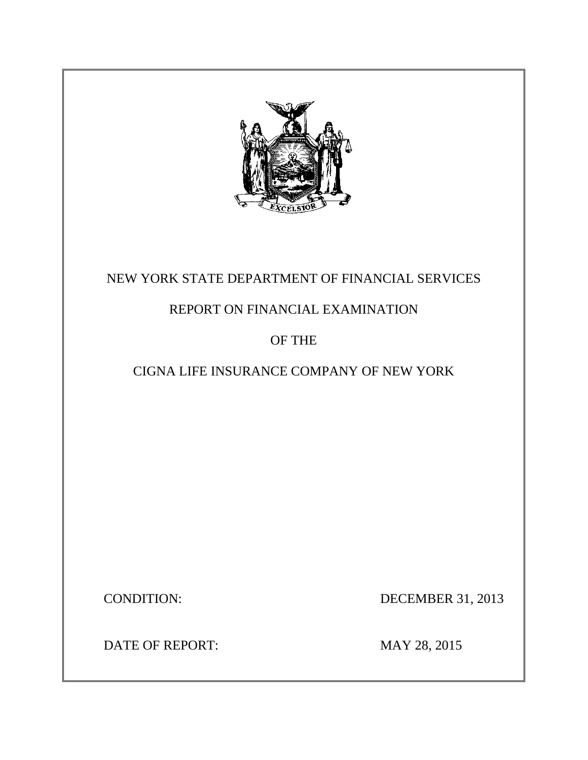NEW YORK STATE DEPARTMENT OF FINANCIAL SERVICES

REPORT ON FINANCIAL EXAMINATION

OF THE

CIGNA LIFE INSURANCE COMPANY OF NEW YORK

CONDITION: DECEMBER 31, 2013

DATE OF REPORT: MAY 28, 2015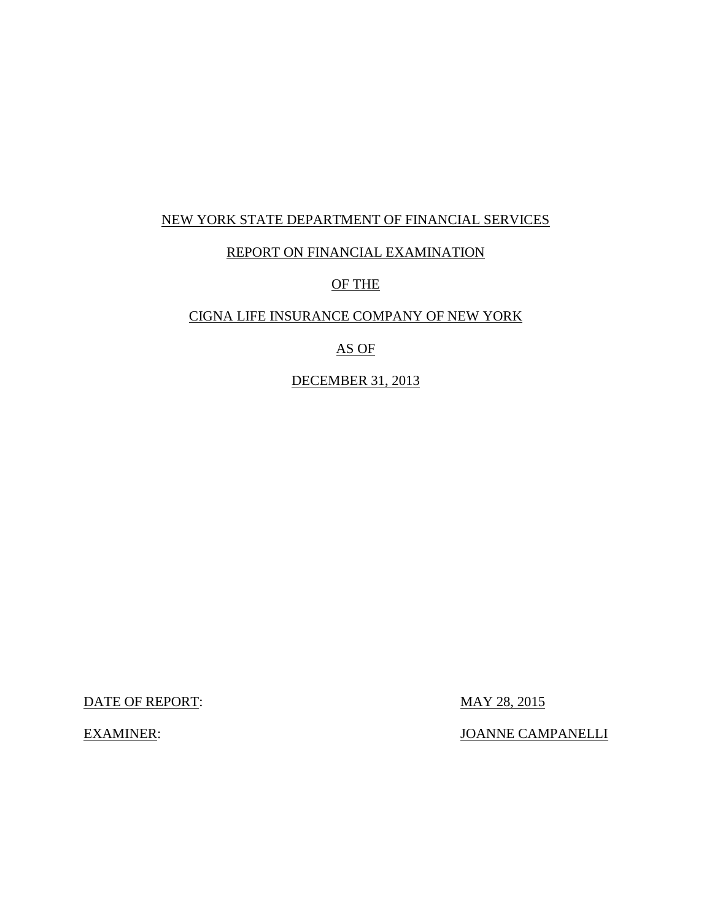NEW YORK STATE DEPARTMENT OF FINANCIAL SERVICES

REPORT ON FINANCIAL EXAMINATION

OF THE

CIGNA LIFE INSURANCE COMPANY OF NEW YORK

AS OF

DECEMBER 31, 2013

DATE OF REPORT: MAY 28, 2015

EXAMINER: JOANNE CAMPANELLI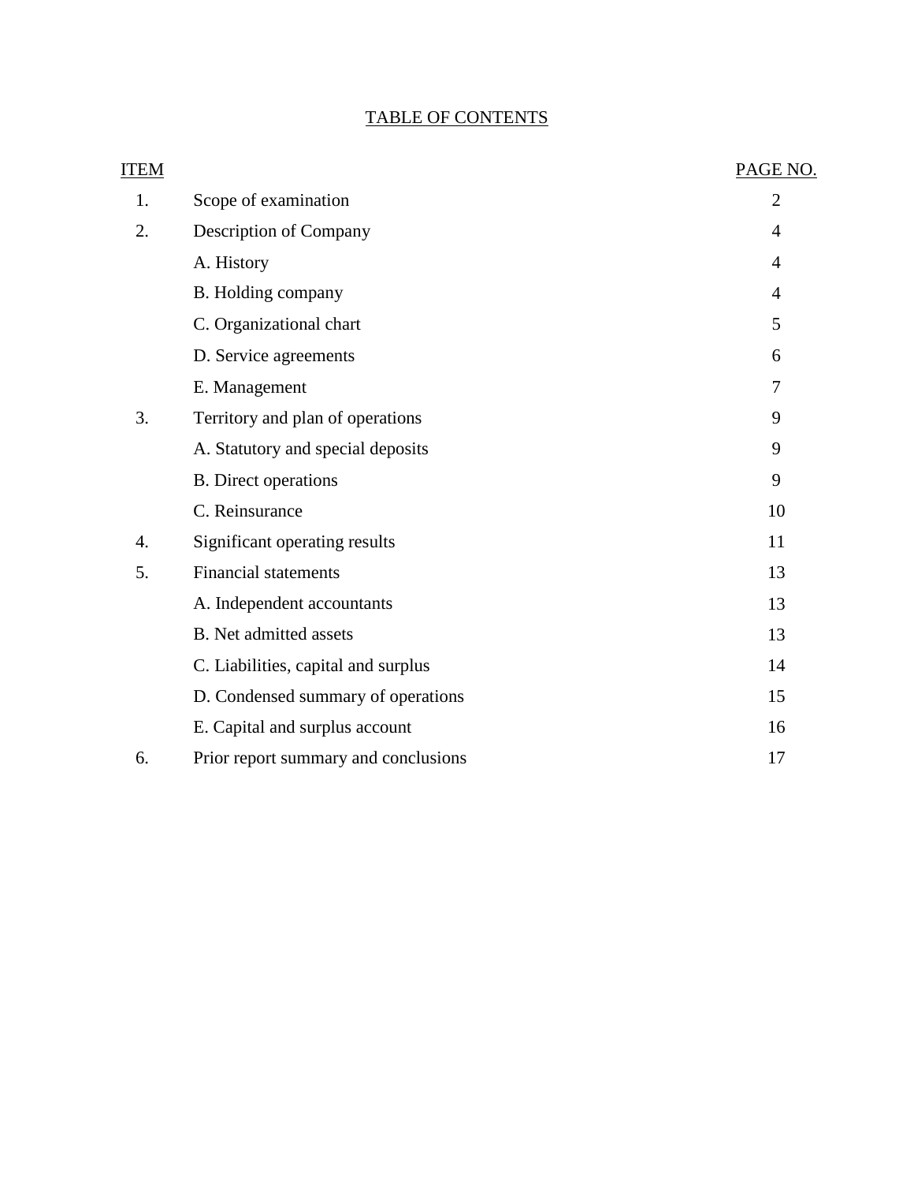# TABLE OF CONTENTS

| ITEM | | PAGE NO. |
|---|---|---|
| 1. | Scope of examination | 2 |
| 2. | Description of Company | 4 |
| | A. History | 4 |
| | B. Holding company | 4 |
| | C. Organizational chart | 5 |
| | D. Service agreements | 6 |
| | E. Management | 7 |
| 3. | Territory and plan of operations | 9 |
| | A. Statutory and special deposits | 9 |
| | B. Direct operations | 9 |
| | C. Reinsurance | 10 |
| 4. | Significant operating results | 11 |
| 5. | Financial statements | 13 |
| | A. Independent accountants | 13 |
| | B. Net admitted assets | 13 |
| | C. Liabilities, capital and surplus | 14 |
| | D. Condensed summary of operations | 15 |
| | E. Capital and surplus account | 16 |
| 6. | Prior report summary and conclusions | 17 |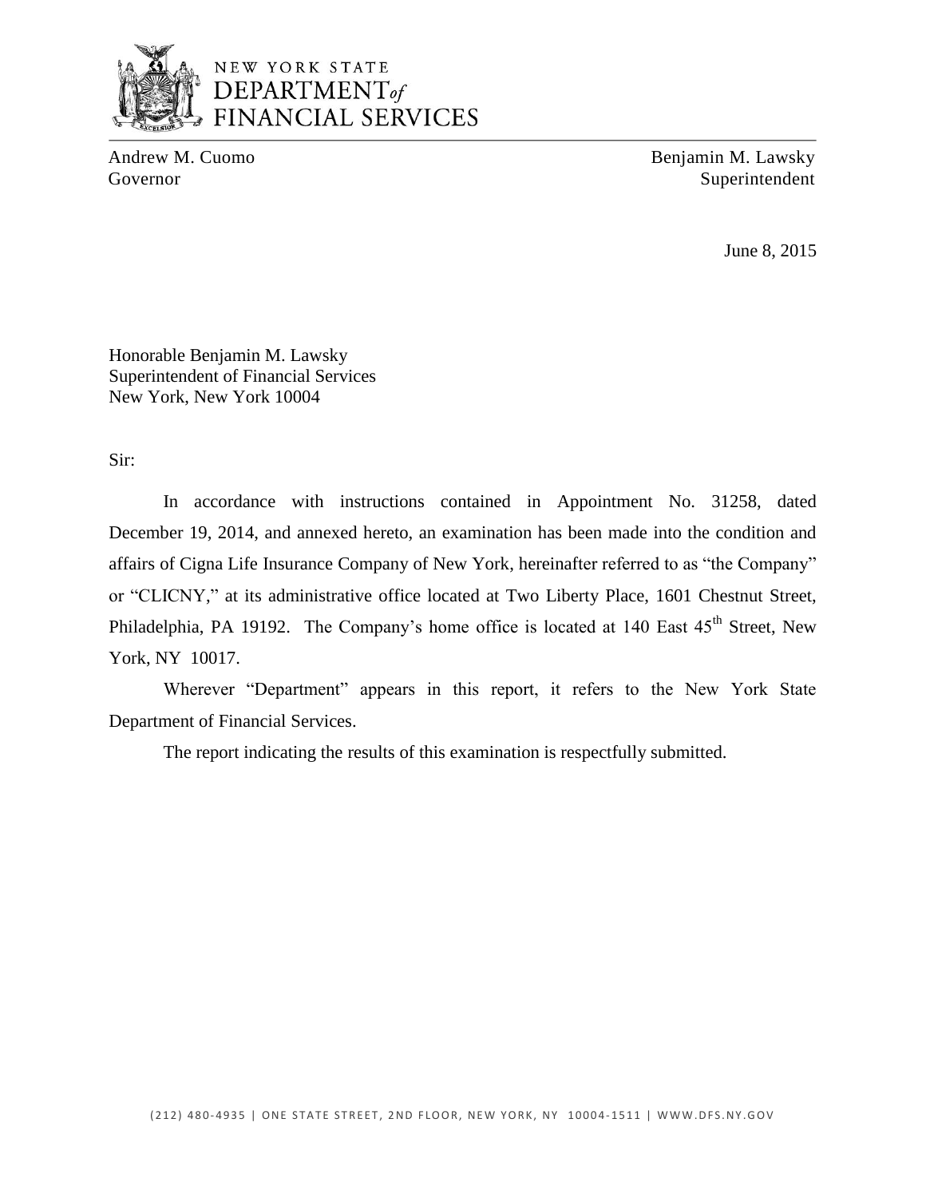NEW YORK STATE
DEPARTMENT *of*
FINANCIAL SERVICES

Andrew M. Cuomo
Governor

Benjamin M. Lawsky
Superintendent

June 8, 2015

Honorable Benjamin M. Lawsky
Superintendent of Financial Services
New York, New York 10004

Sir:

In accordance with instructions contained in Appointment No. 31258, dated December 19, 2014, and annexed hereto, an examination has been made into the condition and affairs of Cigna Life Insurance Company of New York, hereinafter referred to as "the Company" or "CLICNY," at its administrative office located at Two Liberty Place, 1601 Chestnut Street, Philadelphia, PA 19192. The Company's home office is located at 140 East 45th Street, New York, NY 10017.

Wherever "Department" appears in this report, it refers to the New York State Department of Financial Services.

The report indicating the results of this examination is respectfully submitted.

(212) 480-4935 | ONE STATE STREET, 2ND FLOOR, NEW YORK, NY 10004-1511 | WWW.DFS.NY.GOV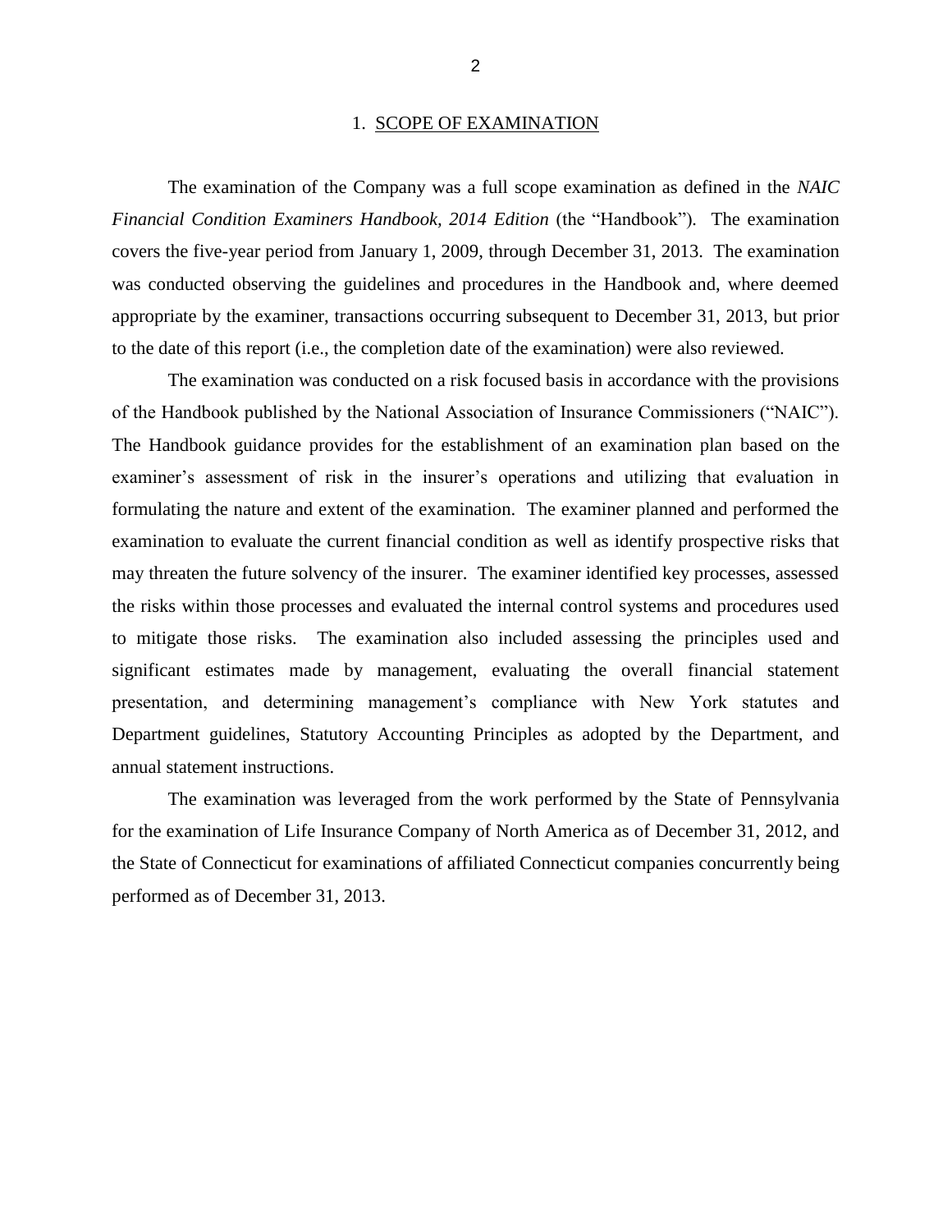## 1. SCOPE OF EXAMINATION

The examination of the Company was a full scope examination as defined in the *NAIC Financial Condition Examiners Handbook, 2014 Edition* (the "Handbook"). The examination covers the five-year period from January 1, 2009, through December 31, 2013. The examination was conducted observing the guidelines and procedures in the Handbook and, where deemed appropriate by the examiner, transactions occurring subsequent to December 31, 2013, but prior to the date of this report (i.e., the completion date of the examination) were also reviewed.

The examination was conducted on a risk focused basis in accordance with the provisions of the Handbook published by the National Association of Insurance Commissioners ("NAIC"). The Handbook guidance provides for the establishment of an examination plan based on the examiner's assessment of risk in the insurer's operations and utilizing that evaluation in formulating the nature and extent of the examination. The examiner planned and performed the examination to evaluate the current financial condition as well as identify prospective risks that may threaten the future solvency of the insurer. The examiner identified key processes, assessed the risks within those processes and evaluated the internal control systems and procedures used to mitigate those risks. The examination also included assessing the principles used and significant estimates made by management, evaluating the overall financial statement presentation, and determining management's compliance with New York statutes and Department guidelines, Statutory Accounting Principles as adopted by the Department, and annual statement instructions.

The examination was leveraged from the work performed by the State of Pennsylvania for the examination of Life Insurance Company of North America as of December 31, 2012, and the State of Connecticut for examinations of affiliated Connecticut companies concurrently being performed as of December 31, 2013.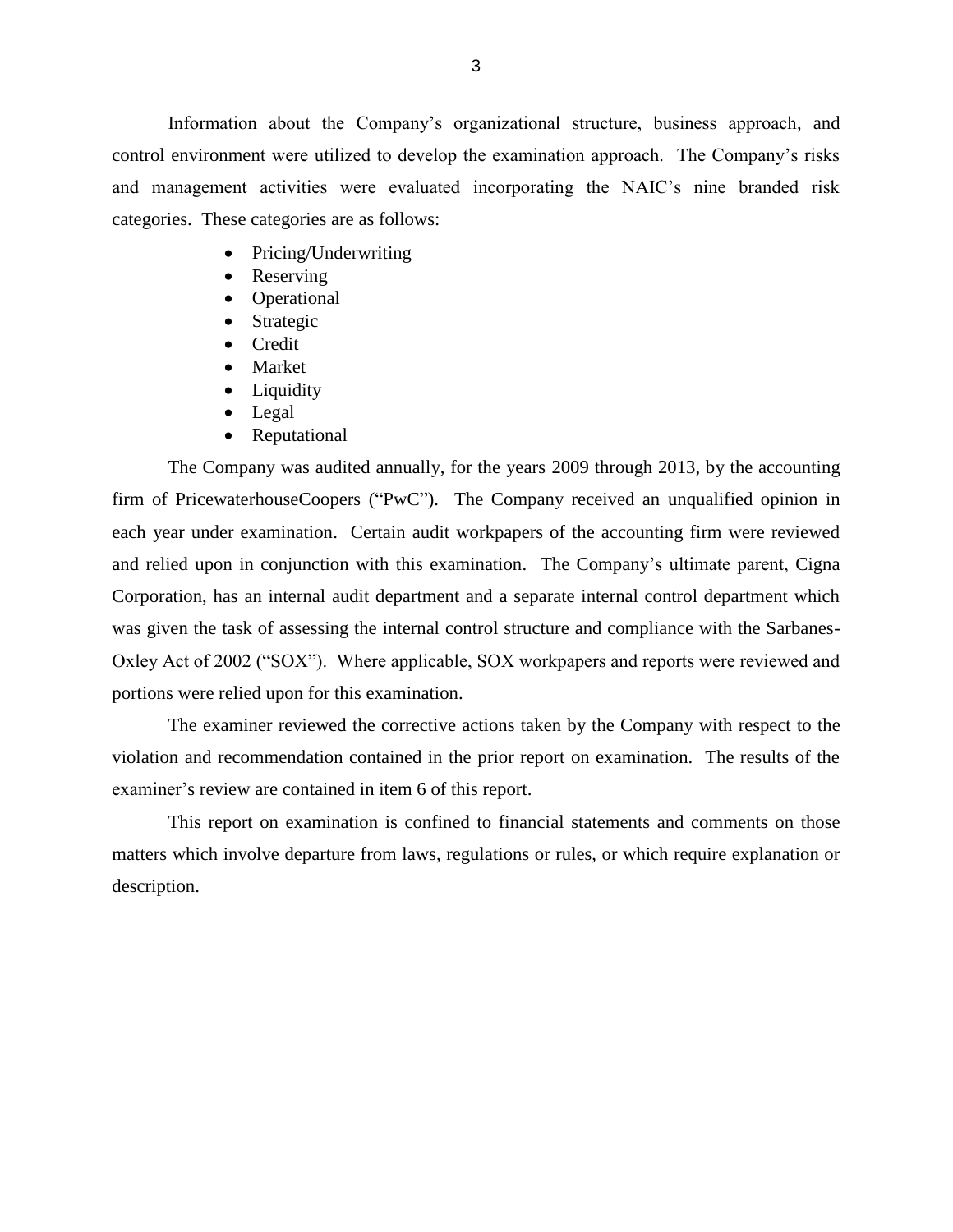Information about the Company's organizational structure, business approach, and control environment were utilized to develop the examination approach. The Company's risks and management activities were evaluated incorporating the NAIC's nine branded risk categories. These categories are as follows:

- Pricing/Underwriting
- Reserving
- Operational
- Strategic
- Credit
- Market
- Liquidity
- Legal
- Reputational

The Company was audited annually, for the years 2009 through 2013, by the accounting firm of PricewaterhouseCoopers ("PwC"). The Company received an unqualified opinion in each year under examination. Certain audit workpapers of the accounting firm were reviewed and relied upon in conjunction with this examination. The Company's ultimate parent, Cigna Corporation, has an internal audit department and a separate internal control department which was given the task of assessing the internal control structure and compliance with the Sarbanes-Oxley Act of 2002 ("SOX"). Where applicable, SOX workpapers and reports were reviewed and portions were relied upon for this examination.

The examiner reviewed the corrective actions taken by the Company with respect to the violation and recommendation contained in the prior report on examination. The results of the examiner's review are contained in item 6 of this report.

This report on examination is confined to financial statements and comments on those matters which involve departure from laws, regulations or rules, or which require explanation or description.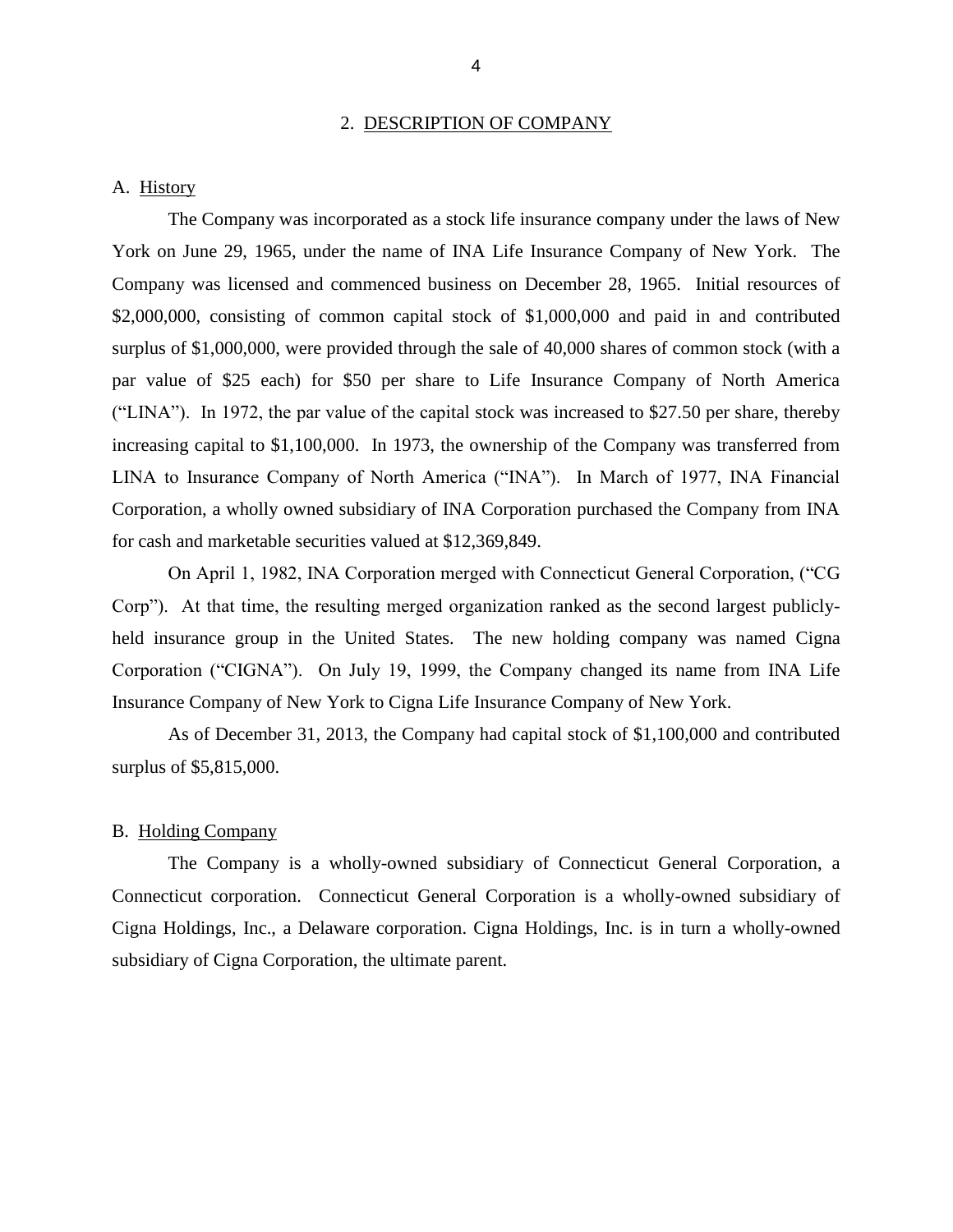## 2. DESCRIPTION OF COMPANY

### A. History

The Company was incorporated as a stock life insurance company under the laws of New York on June 29, 1965, under the name of INA Life Insurance Company of New York. The Company was licensed and commenced business on December 28, 1965. Initial resources of $2,000,000, consisting of common capital stock of $1,000,000 and paid in and contributed surplus of $1,000,000, were provided through the sale of 40,000 shares of common stock (with a par value of $25 each) for $50 per share to Life Insurance Company of North America ("LINA"). In 1972, the par value of the capital stock was increased to $27.50 per share, thereby increasing capital to $1,100,000. In 1973, the ownership of the Company was transferred from LINA to Insurance Company of North America ("INA"). In March of 1977, INA Financial Corporation, a wholly owned subsidiary of INA Corporation purchased the Company from INA for cash and marketable securities valued at $12,369,849.

On April 1, 1982, INA Corporation merged with Connecticut General Corporation, ("CG Corp"). At that time, the resulting merged organization ranked as the second largest publicly-held insurance group in the United States. The new holding company was named Cigna Corporation ("CIGNA"). On July 19, 1999, the Company changed its name from INA Life Insurance Company of New York to Cigna Life Insurance Company of New York.

As of December 31, 2013, the Company had capital stock of $1,100,000 and contributed surplus of $5,815,000.

### B. Holding Company

The Company is a wholly-owned subsidiary of Connecticut General Corporation, a Connecticut corporation. Connecticut General Corporation is a wholly-owned subsidiary of Cigna Holdings, Inc., a Delaware corporation. Cigna Holdings, Inc. is in turn a wholly-owned subsidiary of Cigna Corporation, the ultimate parent.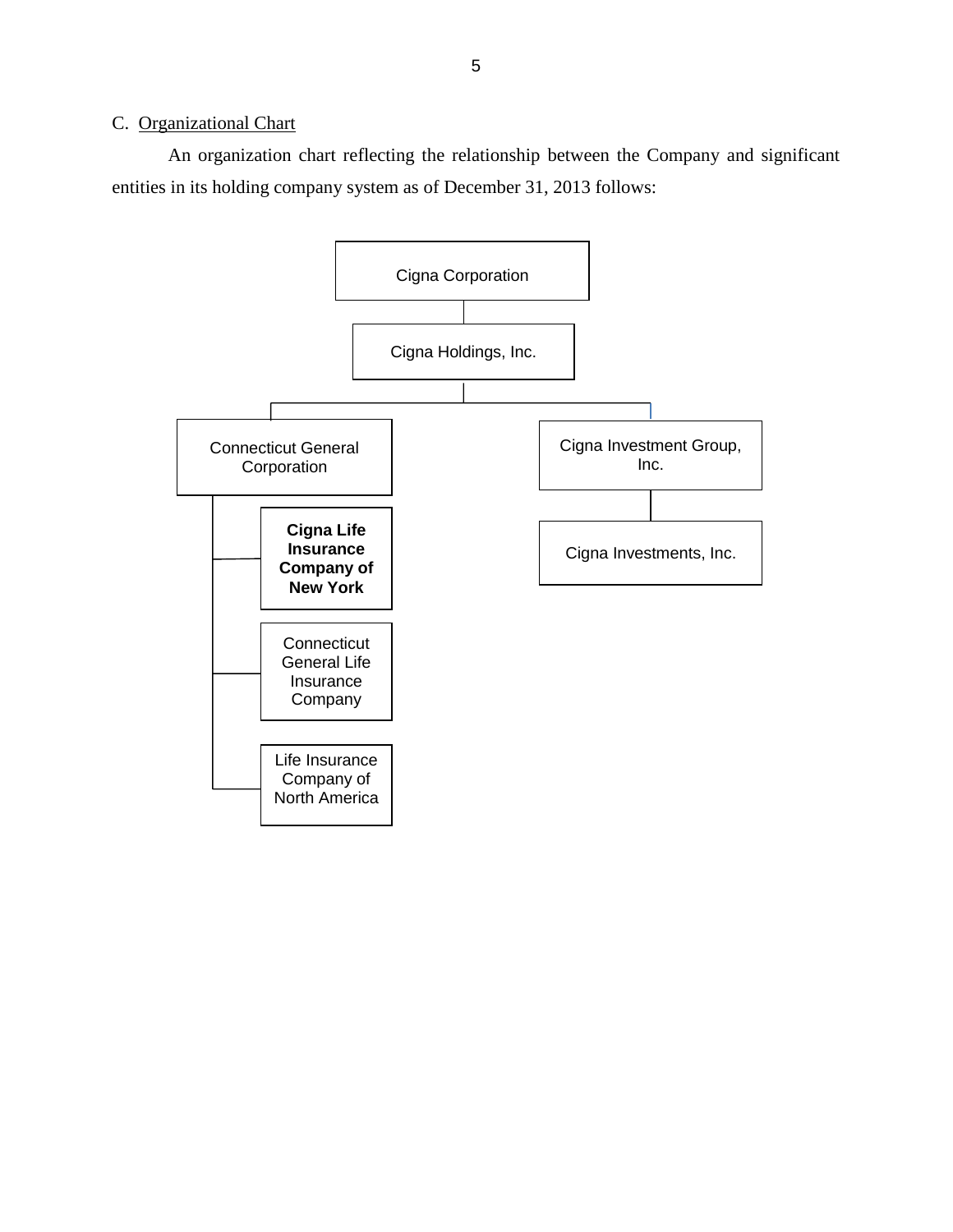C. Organizational Chart

An organization chart reflecting the relationship between the Company and significant entities in its holding company system as of December 31, 2013 follows:

- Cigna Corporation
  - Cigna Holdings, Inc.
    - Connecticut General Corporation
      - **Cigna Life Insurance Company of New York**
      - Connecticut General Life Insurance Company
      - Life Insurance Company of North America
    - Cigna Investment Group, Inc.
      - Cigna Investments, Inc.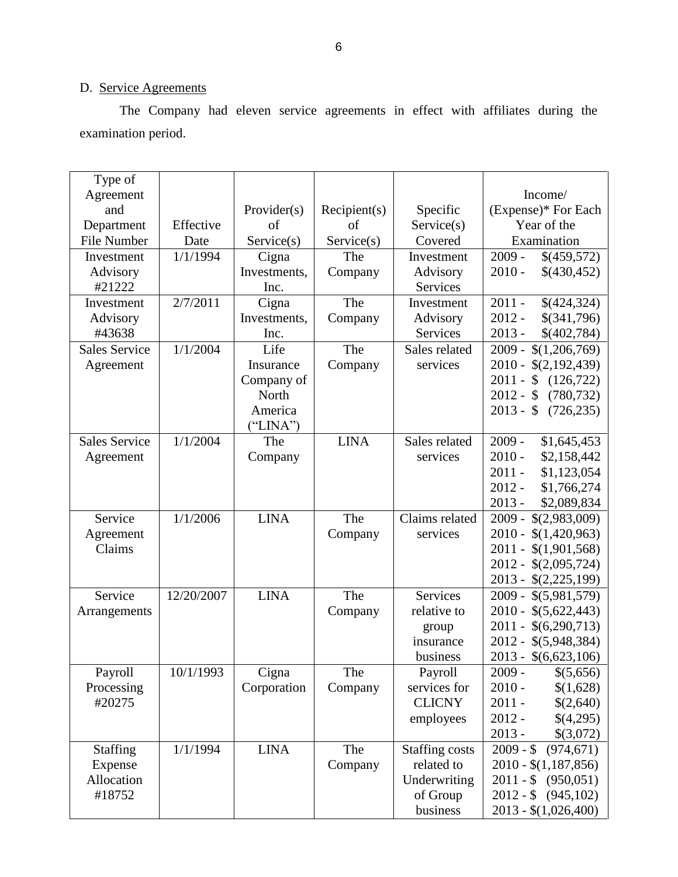D. Service Agreements

The Company had eleven service agreements in effect with affiliates during the examination period.

| Type of Agreement and Department File Number | Effective Date | Provider(s) of Service(s) | Recipient(s) of Service(s) | Specific Service(s) Covered | Income/ (Expense)* For Each Year of the Examination |
|---|---|---|---|---|---|
| Investment Advisory #21222 | 1/1/1994 | Cigna Investments, Inc. | The Company | Investment Advisory Services | 2009 - $(459,572)<br>2010 - $(430,452) |
| Investment Advisory #43638 | 2/7/2011 | Cigna Investments, Inc. | The Company | Investment Advisory Services | 2011 - $(424,324)<br>2012 - $(341,796)<br>2013 - $(402,784) |
| Sales Service Agreement | 1/1/2004 | Life Insurance Company of North America ("LINA") | The Company | Sales related services | 2009 - $(1,206,769)<br>2010 - $(2,192,439)<br>2011 - $ (126,722)<br>2012 - $ (780,732)<br>2013 - $ (726,235) |
| Sales Service Agreement | 1/1/2004 | The Company | LINA | Sales related services | 2009 - $1,645,453<br>2010 - $2,158,442<br>2011 - $1,123,054<br>2012 - $1,766,274<br>2013 - $2,089,834 |
| Service Agreement Claims | 1/1/2006 | LINA | The Company | Claims related services | 2009 - $(2,983,009)<br>2010 - $(1,420,963)<br>2011 - $(1,901,568)<br>2012 - $(2,095,724)<br>2013 - $(2,225,199) |
| Service Arrangements | 12/20/2007 | LINA | The Company | Services relative to group insurance business | 2009 - $(5,981,579)<br>2010 - $(5,622,443)<br>2011 - $(6,290,713)<br>2012 - $(5,948,384)<br>2013 - $(6,623,106) |
| Payroll Processing #20275 | 10/1/1993 | Cigna Corporation | The Company | Payroll services for CLICNY employees | 2009 - $(5,656)<br>2010 - $(1,628)<br>2011 - $(2,640)<br>2012 - $(4,295)<br>2013 - $(3,072) |
| Staffing Expense Allocation #18752 | 1/1/1994 | LINA | The Company | Staffing costs related to Underwriting of Group business | 2009 - $ (974,671)<br>2010 - $(1,187,856)<br>2011 - $ (950,051)<br>2012 - $ (945,102)<br>2013 - $(1,026,400) |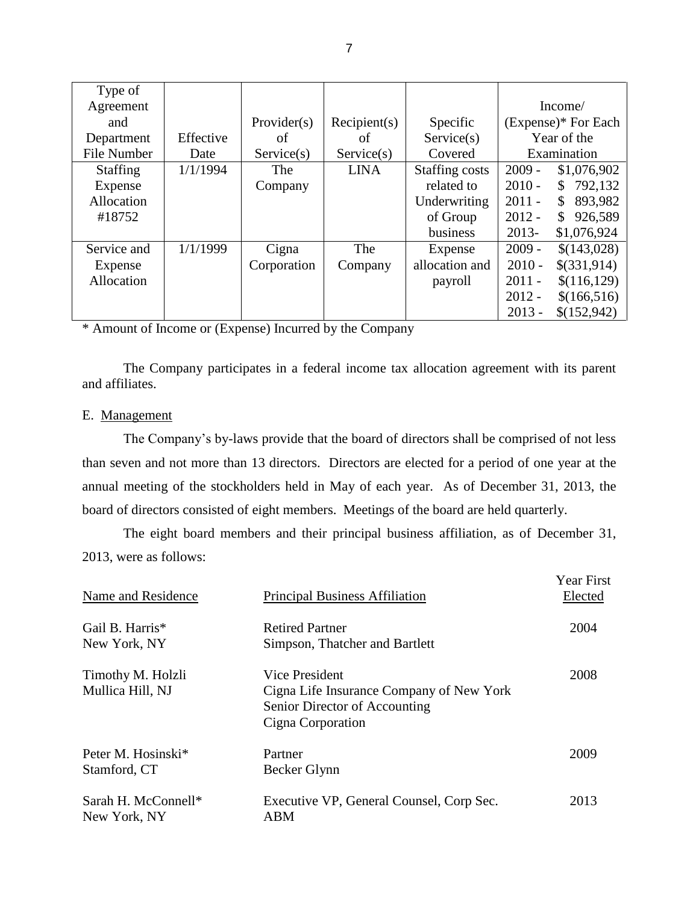| Type of Agreement and Department File Number | Effective Date | Provider(s) of Service(s) | Recipient(s) of Service(s) | Specific Service(s) Covered | Income/ (Expense)* For Each Year of the Examination |
|---|---|---|---|---|---|
| Staffing Expense Allocation #18752 | 1/1/1994 | The Company | LINA | Staffing costs related to Underwriting of Group business | 2009 - $1,076,902<br>2010 - $ 792,132<br>2011 - $ 893,982<br>2012 - $ 926,589<br>2013- $1,076,924 |
| Service and Expense Allocation | 1/1/1999 | Cigna Corporation | The Company | Expense allocation and payroll | 2009 - $(143,028)<br>2010 - $(331,914)<br>2011 - $(116,129)<br>2012 - $(166,516)<br>2013 - $(152,942) |

\* Amount of Income or (Expense) Incurred by the Company

The Company participates in a federal income tax allocation agreement with its parent and affiliates.

E. Management

The Company's by-laws provide that the board of directors shall be comprised of not less than seven and not more than 13 directors. Directors are elected for a period of one year at the annual meeting of the stockholders held in May of each year. As of December 31, 2013, the board of directors consisted of eight members. Meetings of the board are held quarterly.

The eight board members and their principal business affiliation, as of December 31, 2013, were as follows:

| Name and Residence | Principal Business Affiliation | Year First Elected |
|---|---|---|
| Gail B. Harris*<br>New York, NY | Retired Partner<br>Simpson, Thatcher and Bartlett | 2004 |
| Timothy M. Holzli<br>Mullica Hill, NJ | Vice President<br>Cigna Life Insurance Company of New York<br>Senior Director of Accounting<br>Cigna Corporation | 2008 |
| Peter M. Hosinski*<br>Stamford, CT | Partner<br>Becker Glynn | 2009 |
| Sarah H. McConnell*<br>New York, NY | Executive VP, General Counsel, Corp Sec.<br>ABM | 2013 |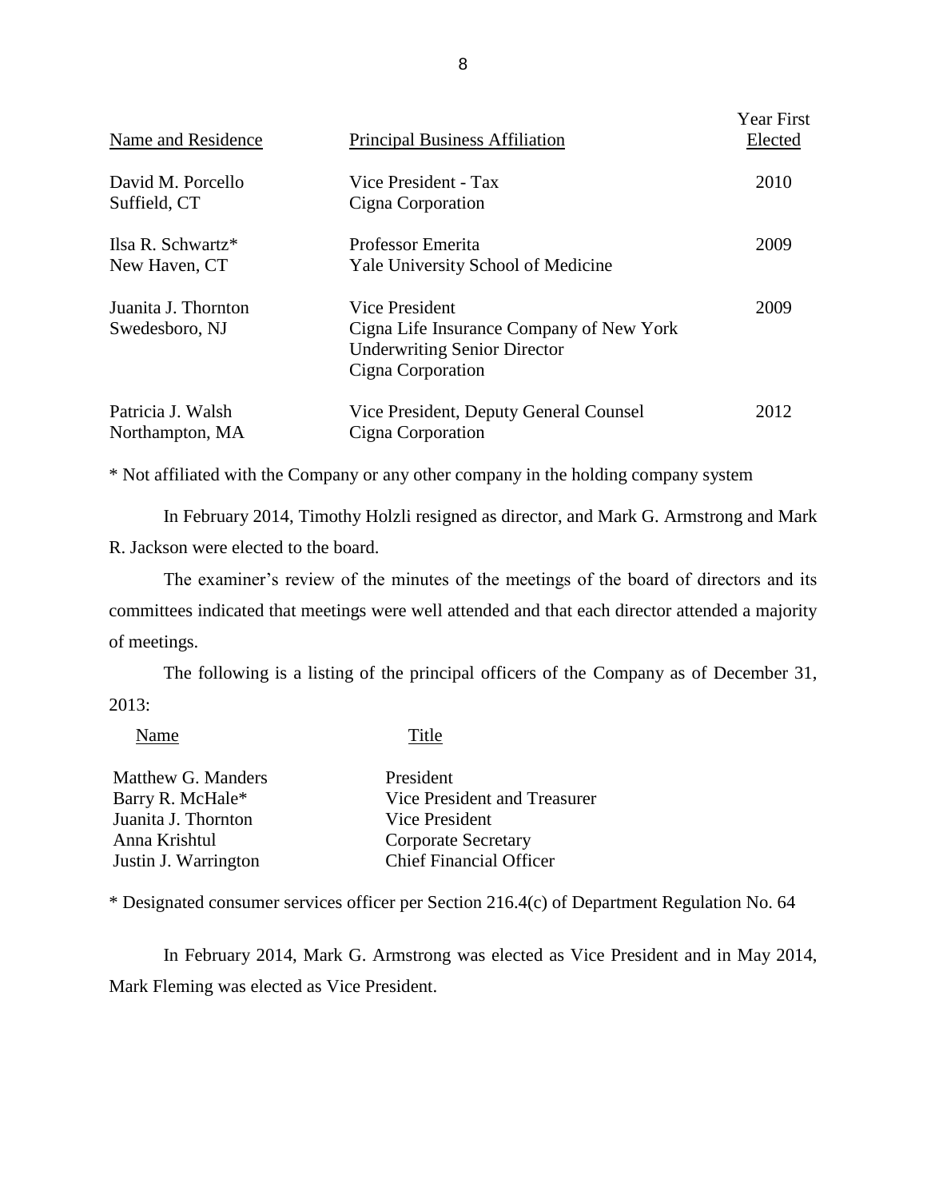| Name and Residence | Principal Business Affiliation | Year First Elected |
|---|---|---|
| David M. Porcello<br>Suffield, CT | Vice President - Tax<br>Cigna Corporation | 2010 |
| Ilsa R. Schwartz*<br>New Haven, CT | Professor Emerita<br>Yale University School of Medicine | 2009 |
| Juanita J. Thornton<br>Swedesboro, NJ | Vice President<br>Cigna Life Insurance Company of New York<br>Underwriting Senior Director<br>Cigna Corporation | 2009 |
| Patricia J. Walsh<br>Northampton, MA | Vice President, Deputy General Counsel<br>Cigna Corporation | 2012 |

\* Not affiliated with the Company or any other company in the holding company system

In February 2014, Timothy Holzli resigned as director, and Mark G. Armstrong and Mark R. Jackson were elected to the board.

The examiner's review of the minutes of the meetings of the board of directors and its committees indicated that meetings were well attended and that each director attended a majority of meetings.

The following is a listing of the principal officers of the Company as of December 31, 2013:

| Name | Title |
|---|---|
| Matthew G. Manders | President |
| Barry R. McHale* | Vice President and Treasurer |
| Juanita J. Thornton | Vice President |
| Anna Krishtul | Corporate Secretary |
| Justin J. Warrington | Chief Financial Officer |

\* Designated consumer services officer per Section 216.4(c) of Department Regulation No. 64

In February 2014, Mark G. Armstrong was elected as Vice President and in May 2014, Mark Fleming was elected as Vice President.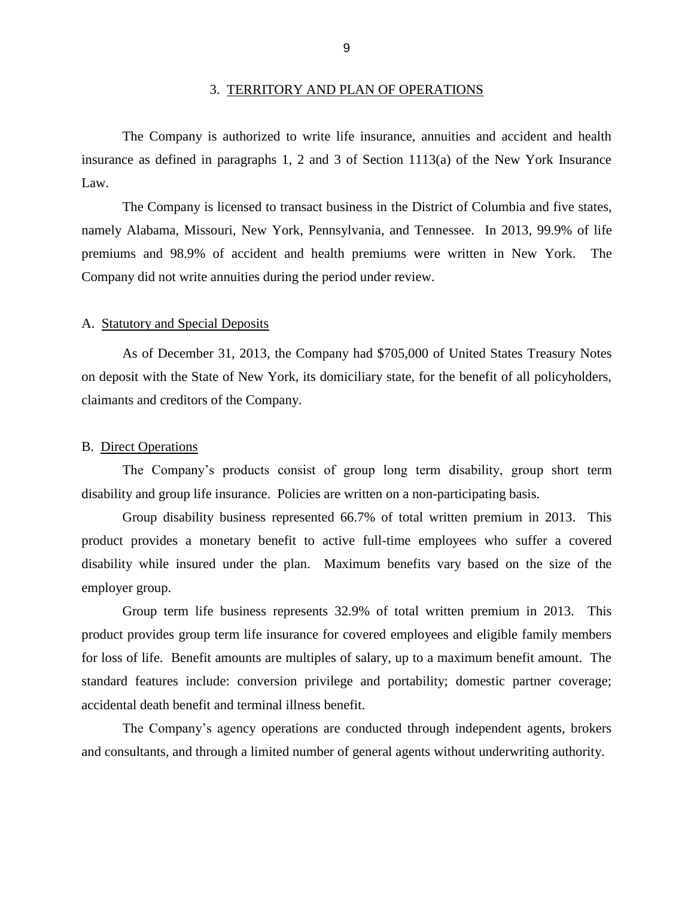## 3. TERRITORY AND PLAN OF OPERATIONS

The Company is authorized to write life insurance, annuities and accident and health insurance as defined in paragraphs 1, 2 and 3 of Section 1113(a) of the New York Insurance Law.

The Company is licensed to transact business in the District of Columbia and five states, namely Alabama, Missouri, New York, Pennsylvania, and Tennessee. In 2013, 99.9% of life premiums and 98.9% of accident and health premiums were written in New York. The Company did not write annuities during the period under review.

### A. Statutory and Special Deposits

As of December 31, 2013, the Company had $705,000 of United States Treasury Notes on deposit with the State of New York, its domiciliary state, for the benefit of all policyholders, claimants and creditors of the Company.

### B. Direct Operations

The Company's products consist of group long term disability, group short term disability and group life insurance. Policies are written on a non-participating basis.

Group disability business represented 66.7% of total written premium in 2013. This product provides a monetary benefit to active full-time employees who suffer a covered disability while insured under the plan. Maximum benefits vary based on the size of the employer group.

Group term life business represents 32.9% of total written premium in 2013. This product provides group term life insurance for covered employees and eligible family members for loss of life. Benefit amounts are multiples of salary, up to a maximum benefit amount. The standard features include: conversion privilege and portability; domestic partner coverage; accidental death benefit and terminal illness benefit.

The Company's agency operations are conducted through independent agents, brokers and consultants, and through a limited number of general agents without underwriting authority.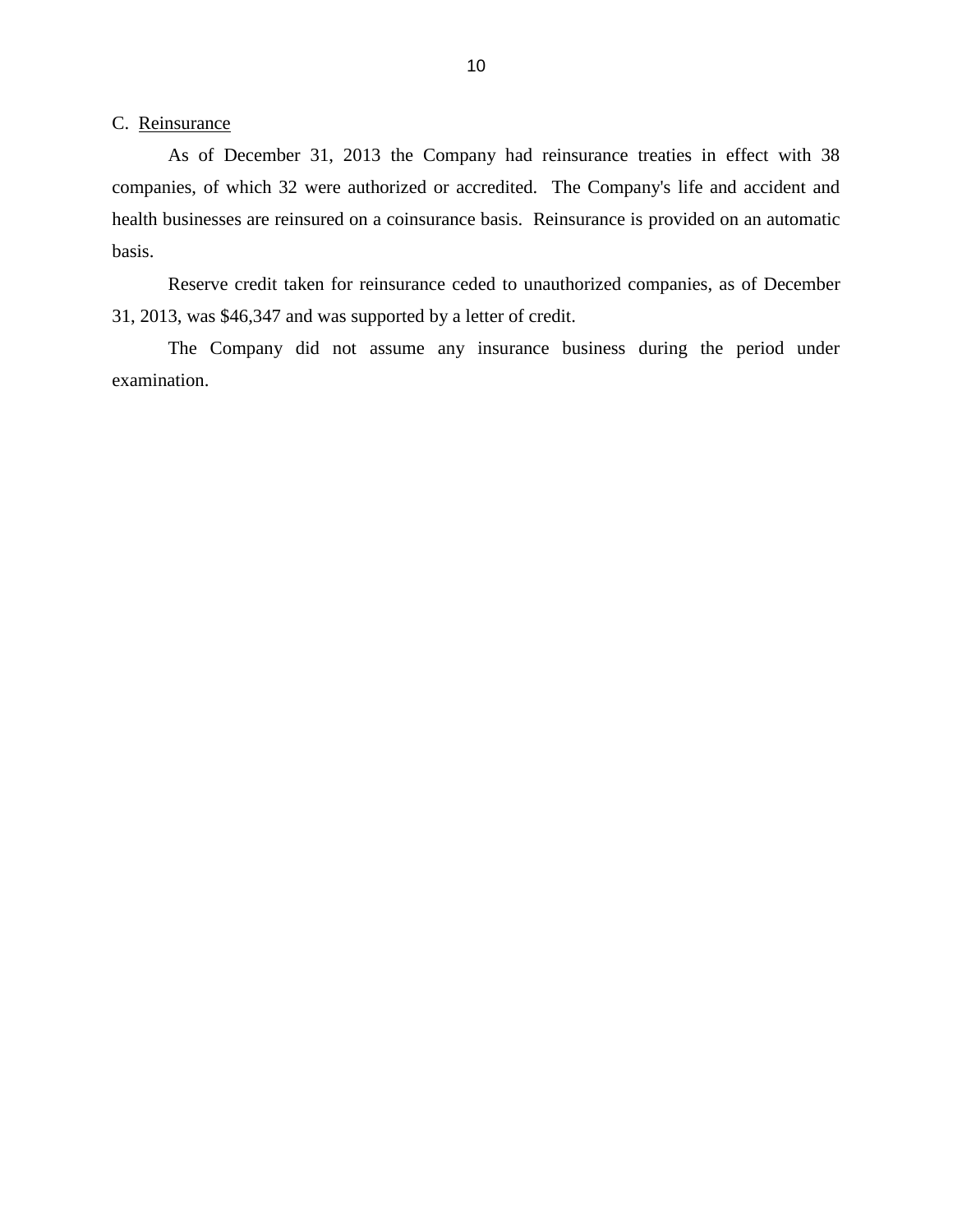## C. Reinsurance

As of December 31, 2013 the Company had reinsurance treaties in effect with 38 companies, of which 32 were authorized or accredited. The Company's life and accident and health businesses are reinsured on a coinsurance basis. Reinsurance is provided on an automatic basis.

Reserve credit taken for reinsurance ceded to unauthorized companies, as of December 31, 2013, was $46,347 and was supported by a letter of credit.

The Company did not assume any insurance business during the period under examination.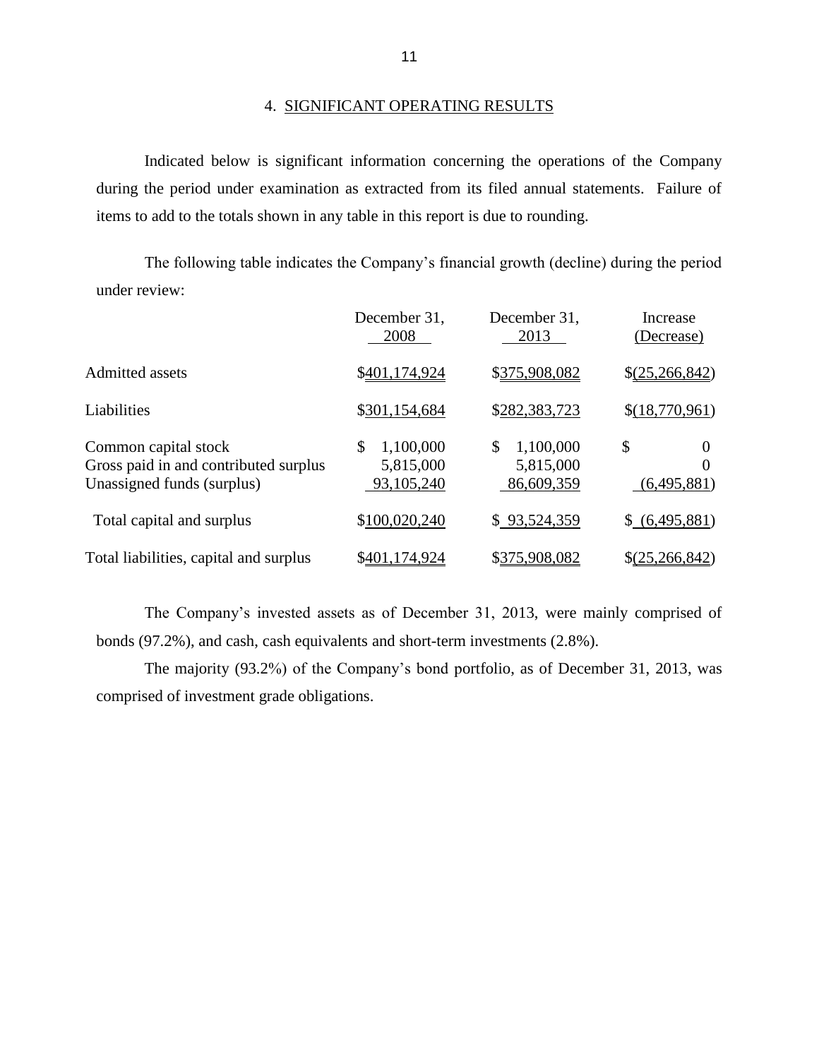## 4. SIGNIFICANT OPERATING RESULTS

Indicated below is significant information concerning the operations of the Company during the period under examination as extracted from its filed annual statements. Failure of items to add to the totals shown in any table in this report is due to rounding.

The following table indicates the Company's financial growth (decline) during the period under review:

| | December 31, 2008 | December 31, 2013 | Increase (Decrease) |
|---|---|---|---|
| Admitted assets | $401,174,924 | $375,908,082 | $(25,266,842) |
| Liabilities | $301,154,684 | $282,383,723 | $(18,770,961) |
| Common capital stock | $ 1,100,000 | $ 1,100,000 | $ 0 |
| Gross paid in and contributed surplus | 5,815,000 | 5,815,000 | 0 |
| Unassigned funds (surplus) | 93,105,240 | 86,609,359 | (6,495,881) |
| Total capital and surplus | $100,020,240 | $ 93,524,359 | $ (6,495,881) |
| Total liabilities, capital and surplus | $401,174,924 | $375,908,082 | $(25,266,842) |

The Company's invested assets as of December 31, 2013, were mainly comprised of bonds (97.2%), and cash, cash equivalents and short-term investments (2.8%).

The majority (93.2%) of the Company's bond portfolio, as of December 31, 2013, was comprised of investment grade obligations.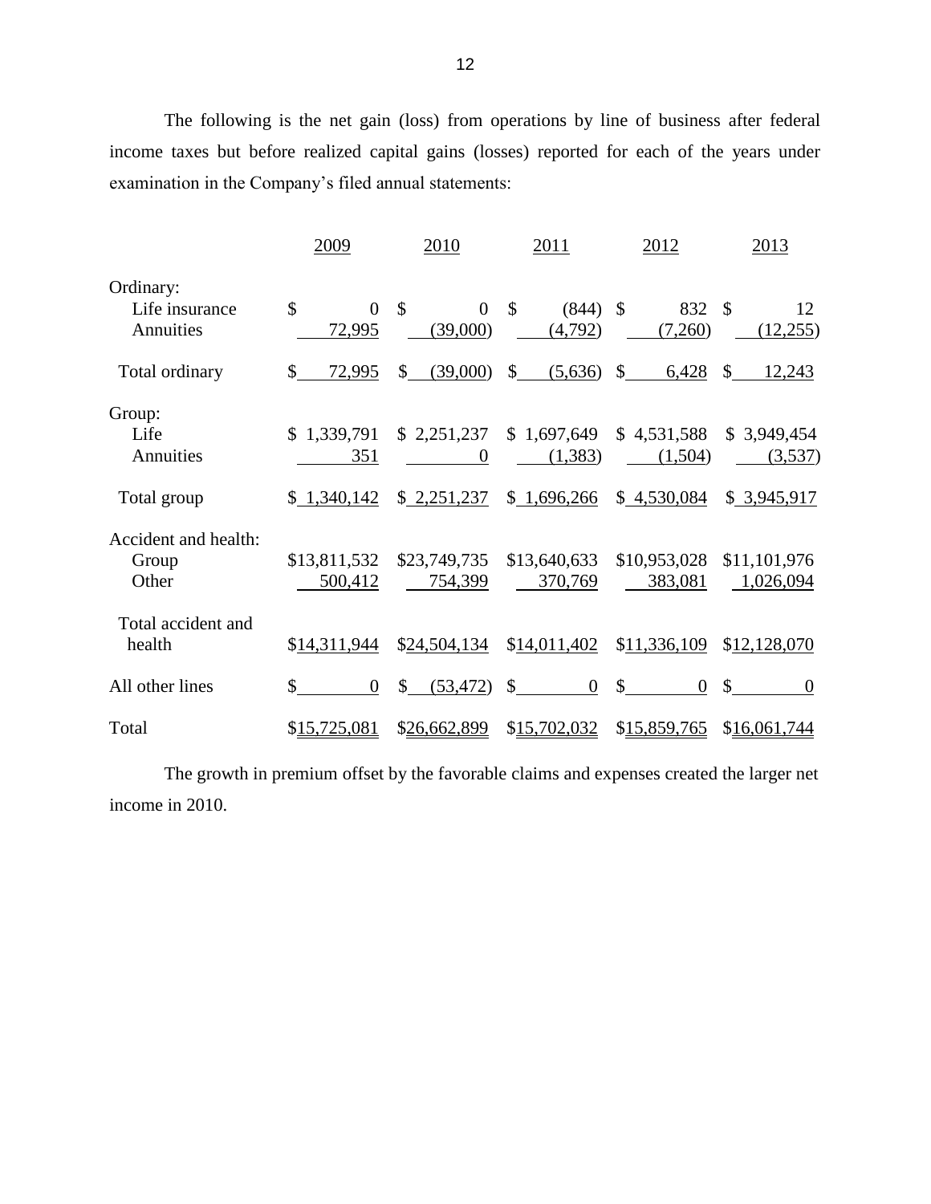The following is the net gain (loss) from operations by line of business after federal income taxes but before realized capital gains (losses) reported for each of the years under examination in the Company's filed annual statements:

| | 2009 | 2010 | 2011 | 2012 | 2013 |
|---|---|---|---|---|---|
| Ordinary: | | | | | |
| Life insurance | $ 0 | $ 0 | $ (844) | $ 832 | $ 12 |
| Annuities | 72,995 | (39,000) | (4,792) | (7,260) | (12,255) |
| Total ordinary | $ 72,995 | $ (39,000) | $ (5,636) | $ 6,428 | $ 12,243 |
| Group: | | | | | |
| Life | $ 1,339,791 | $ 2,251,237 | $ 1,697,649 | $ 4,531,588 | $ 3,949,454 |
| Annuities | 351 | 0 | (1,383) | (1,504) | (3,537) |
| Total group | $ 1,340,142 | $ 2,251,237 | $ 1,696,266 | $ 4,530,084 | $ 3,945,917 |
| Accident and health: | | | | | |
| Group | $13,811,532 | $23,749,735 | $13,640,633 | $10,953,028 | $11,101,976 |
| Other | 500,412 | 754,399 | 370,769 | 383,081 | 1,026,094 |
| Total accident and health | $14,311,944 | $24,504,134 | $14,011,402 | $11,336,109 | $12,128,070 |
| All other lines | $ 0 | $ (53,472) | $ 0 | $ 0 | $ 0 |
| Total | $15,725,081 | $26,662,899 | $15,702,032 | $15,859,765 | $16,061,744 |

The growth in premium offset by the favorable claims and expenses created the larger net income in 2010.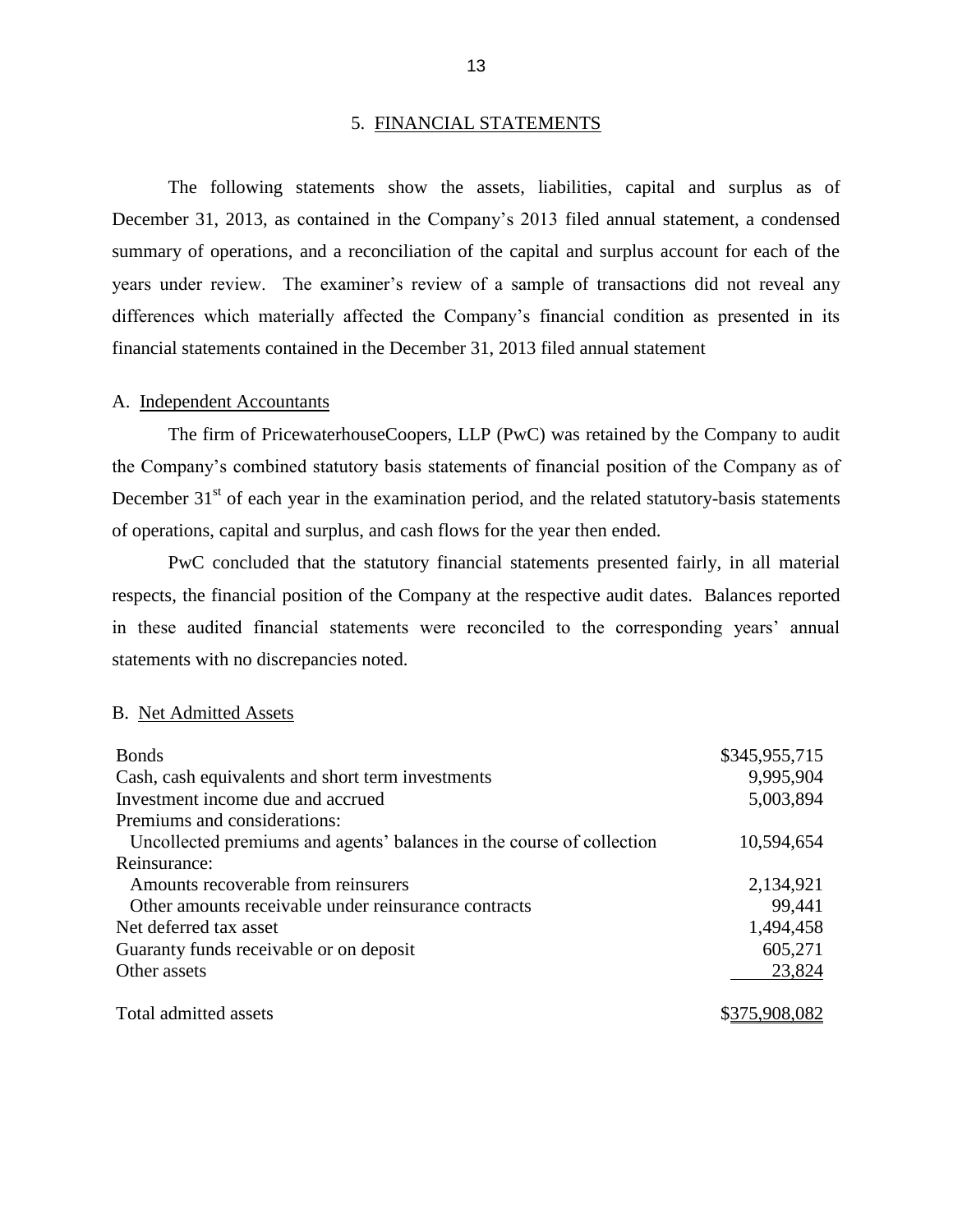## 5. FINANCIAL STATEMENTS

The following statements show the assets, liabilities, capital and surplus as of December 31, 2013, as contained in the Company's 2013 filed annual statement, a condensed summary of operations, and a reconciliation of the capital and surplus account for each of the years under review. The examiner's review of a sample of transactions did not reveal any differences which materially affected the Company's financial condition as presented in its financial statements contained in the December 31, 2013 filed annual statement

### A. Independent Accountants

The firm of PricewaterhouseCoopers, LLP (PwC) was retained by the Company to audit the Company's combined statutory basis statements of financial position of the Company as of December 31st of each year in the examination period, and the related statutory-basis statements of operations, capital and surplus, and cash flows for the year then ended.

PwC concluded that the statutory financial statements presented fairly, in all material respects, the financial position of the Company at the respective audit dates. Balances reported in these audited financial statements were reconciled to the corresponding years' annual statements with no discrepancies noted.

### B. Net Admitted Assets

| | |
|---|---|
| Bonds | $345,955,715 |
| Cash, cash equivalents and short term investments | 9,995,904 |
| Investment income due and accrued | 5,003,894 |
| Premiums and considerations: | |
| Uncollected premiums and agents' balances in the course of collection | 10,594,654 |
| Reinsurance: | |
| Amounts recoverable from reinsurers | 2,134,921 |
| Other amounts receivable under reinsurance contracts | 99,441 |
| Net deferred tax asset | 1,494,458 |
| Guaranty funds receivable or on deposit | 605,271 |
| Other assets | 23,824 |
| Total admitted assets | $375,908,082 |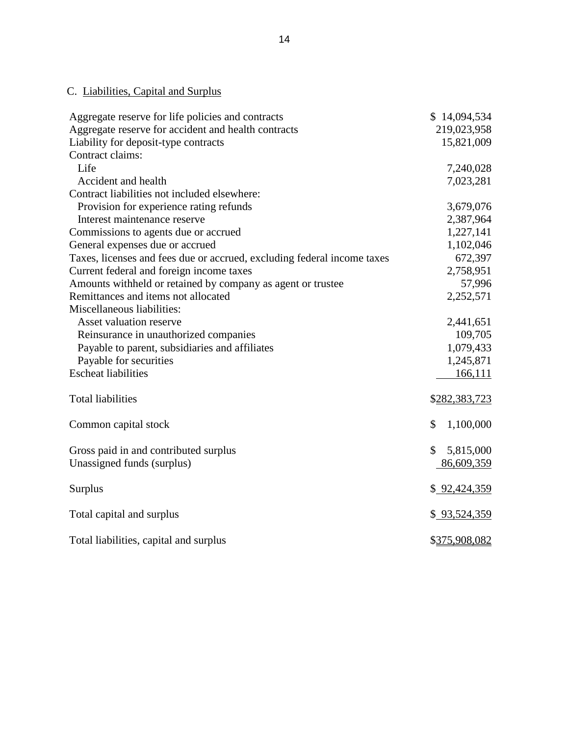C. Liabilities, Capital and Surplus

| | |
|---|---|
| Aggregate reserve for life policies and contracts | $ 14,094,534 |
| Aggregate reserve for accident and health contracts | 219,023,958 |
| Liability for deposit-type contracts | 15,821,009 |
| Contract claims: | |
| Life | 7,240,028 |
| Accident and health | 7,023,281 |
| Contract liabilities not included elsewhere: | |
| Provision for experience rating refunds | 3,679,076 |
| Interest maintenance reserve | 2,387,964 |
| Commissions to agents due or accrued | 1,227,141 |
| General expenses due or accrued | 1,102,046 |
| Taxes, licenses and fees due or accrued, excluding federal income taxes | 672,397 |
| Current federal and foreign income taxes | 2,758,951 |
| Amounts withheld or retained by company as agent or trustee | 57,996 |
| Remittances and items not allocated | 2,252,571 |
| Miscellaneous liabilities: | |
| Asset valuation reserve | 2,441,651 |
| Reinsurance in unauthorized companies | 109,705 |
| Payable to parent, subsidiaries and affiliates | 1,079,433 |
| Payable for securities | 1,245,871 |
| Escheat liabilities | 166,111 |
| Total liabilities | $282,383,723 |
| Common capital stock | $ 1,100,000 |
| Gross paid in and contributed surplus | $ 5,815,000 |
| Unassigned funds (surplus) | 86,609,359 |
| Surplus | $ 92,424,359 |
| Total capital and surplus | $ 93,524,359 |
| Total liabilities, capital and surplus | $375,908,082 |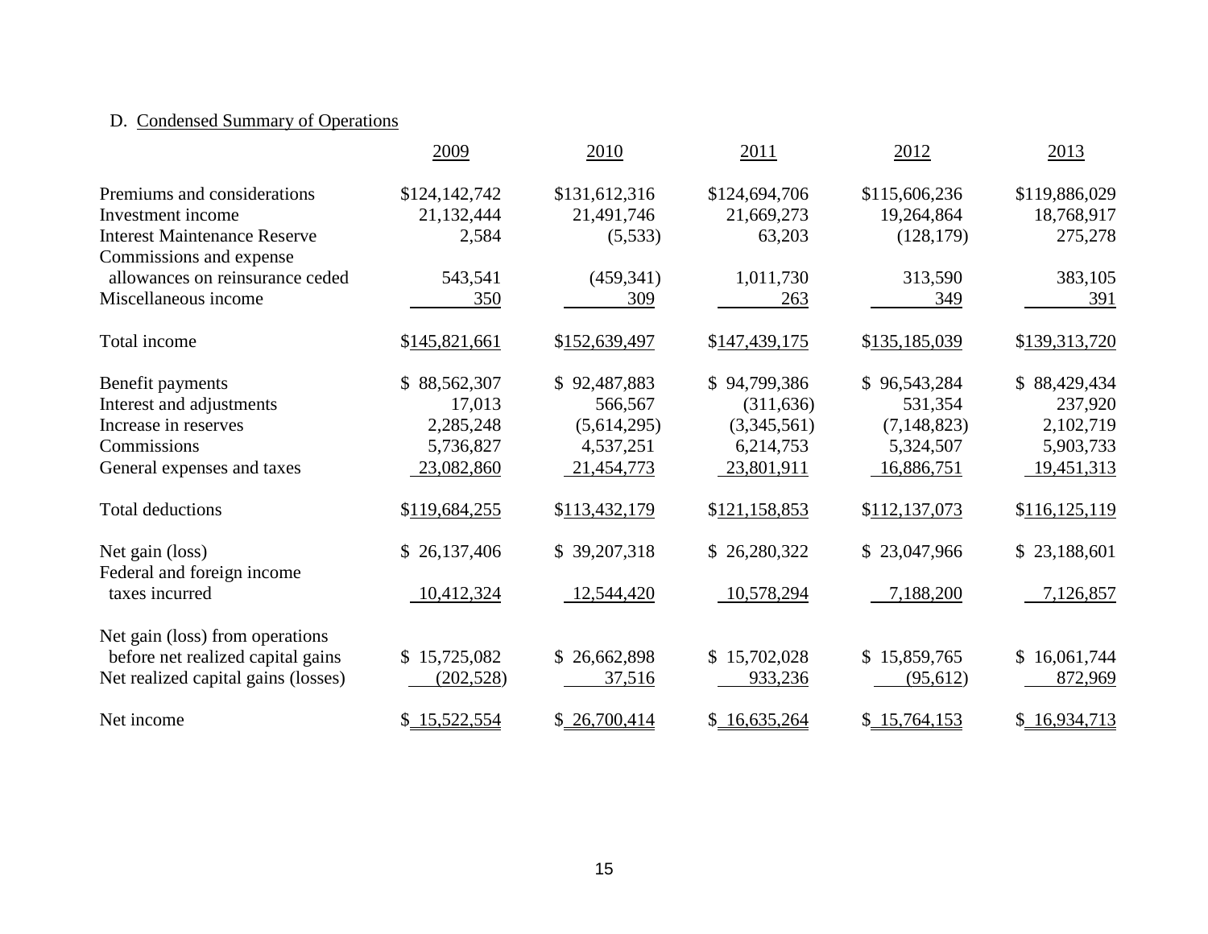D. Condensed Summary of Operations

| | 2009 | 2010 | 2011 | 2012 | 2013 |
|---|---|---|---|---|---|
| Premiums and considerations | $124,142,742 | $131,612,316 | $124,694,706 | $115,606,236 | $119,886,029 |
| Investment income | 21,132,444 | 21,491,746 | 21,669,273 | 19,264,864 | 18,768,917 |
| Interest Maintenance Reserve | 2,584 | (5,533) | 63,203 | (128,179) | 275,278 |
| Commissions and expense allowances on reinsurance ceded | 543,541 | (459,341) | 1,011,730 | 313,590 | 383,105 |
| Miscellaneous income | 350 | 309 | 263 | 349 | 391 |
| Total income | $145,821,661 | $152,639,497 | $147,439,175 | $135,185,039 | $139,313,720 |
| Benefit payments | $ 88,562,307 | $ 92,487,883 | $ 94,799,386 | $ 96,543,284 | $ 88,429,434 |
| Interest and adjustments | 17,013 | 566,567 | (311,636) | 531,354 | 237,920 |
| Increase in reserves | 2,285,248 | (5,614,295) | (3,345,561) | (7,148,823) | 2,102,719 |
| Commissions | 5,736,827 | 4,537,251 | 6,214,753 | 5,324,507 | 5,903,733 |
| General expenses and taxes | 23,082,860 | 21,454,773 | 23,801,911 | 16,886,751 | 19,451,313 |
| Total deductions | $119,684,255 | $113,432,179 | $121,158,853 | $112,137,073 | $116,125,119 |
| Net gain (loss) | $ 26,137,406 | $ 39,207,318 | $ 26,280,322 | $ 23,047,966 | $ 23,188,601 |
| Federal and foreign income taxes incurred | 10,412,324 | 12,544,420 | 10,578,294 | 7,188,200 | 7,126,857 |
| Net gain (loss) from operations before net realized capital gains | $ 15,725,082 | $ 26,662,898 | $ 15,702,028 | $ 15,859,765 | $ 16,061,744 |
| Net realized capital gains (losses) | (202,528) | 37,516 | 933,236 | (95,612) | 872,969 |
| Net income | $ 15,522,554 | $ 26,700,414 | $ 16,635,264 | $ 15,764,153 | $ 16,934,713 |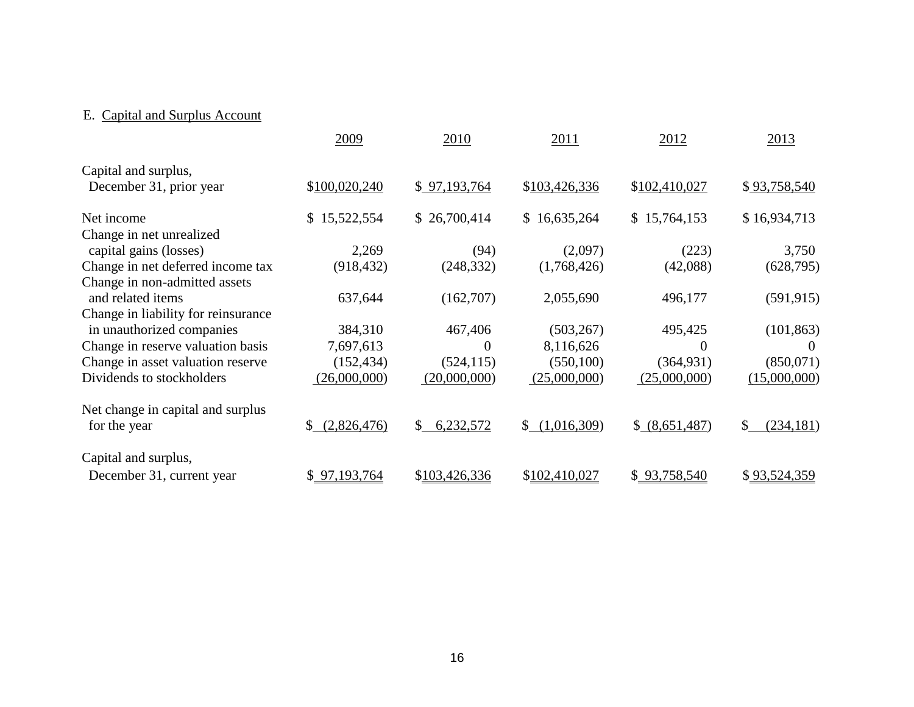E. Capital and Surplus Account

| | 2009 | 2010 | 2011 | 2012 | 2013 |
|---|---|---|---|---|---|
| Capital and surplus, December 31, prior year | $100,020,240 | $ 97,193,764 | $103,426,336 | $102,410,027 | $ 93,758,540 |
| Net income | $ 15,522,554 | $ 26,700,414 | $ 16,635,264 | $ 15,764,153 | $ 16,934,713 |
| Change in net unrealized capital gains (losses) | 2,269 | (94) | (2,097) | (223) | 3,750 |
| Change in net deferred income tax | (918,432) | (248,332) | (1,768,426) | (42,088) | (628,795) |
| Change in non-admitted assets and related items | 637,644 | (162,707) | 2,055,690 | 496,177 | (591,915) |
| Change in liability for reinsurance in unauthorized companies | 384,310 | 467,406 | (503,267) | 495,425 | (101,863) |
| Change in reserve valuation basis | 7,697,613 | 0 | 8,116,626 | 0 | 0 |
| Change in asset valuation reserve | (152,434) | (524,115) | (550,100) | (364,931) | (850,071) |
| Dividends to stockholders | (26,000,000) | (20,000,000) | (25,000,000) | (25,000,000) | (15,000,000) |
| Net change in capital and surplus for the year | $ (2,826,476) | $ 6,232,572 | $ (1,016,309) | $ (8,651,487) | $ (234,181) |
| Capital and surplus, December 31, current year | $ 97,193,764 | $103,426,336 | $102,410,027 | $ 93,758,540 | $ 93,524,359 |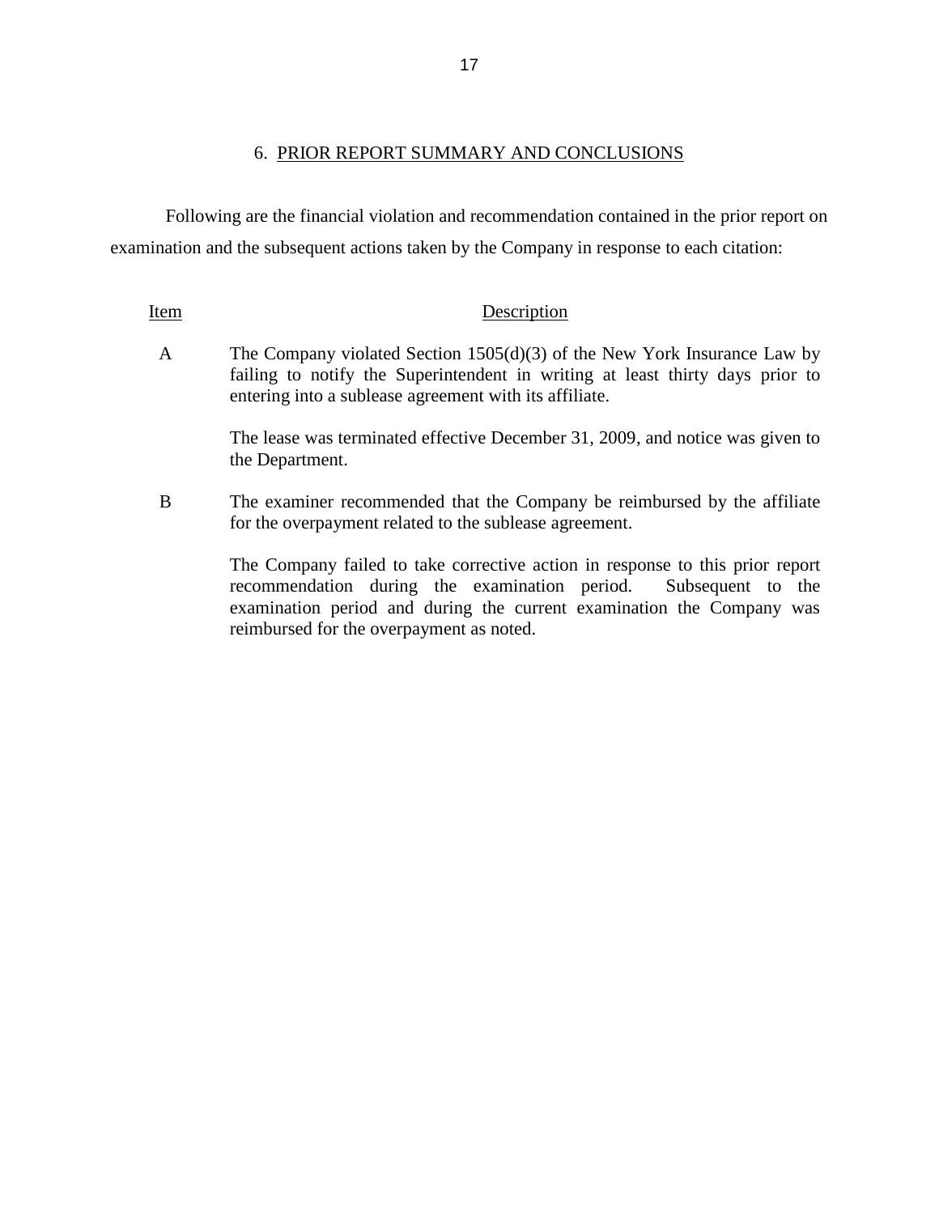## 6. PRIOR REPORT SUMMARY AND CONCLUSIONS

Following are the financial violation and recommendation contained in the prior report on examination and the subsequent actions taken by the Company in response to each citation:

| Item | Description |
|---|---|
| A | The Company violated Section 1505(d)(3) of the New York Insurance Law by failing to notify the Superintendent in writing at least thirty days prior to entering into a sublease agreement with its affiliate.<br><br>The lease was terminated effective December 31, 2009, and notice was given to the Department. |
| B | The examiner recommended that the Company be reimbursed by the affiliate for the overpayment related to the sublease agreement.<br><br>The Company failed to take corrective action in response to this prior report recommendation during the examination period. Subsequent to the examination period and during the current examination the Company was reimbursed for the overpayment as noted. |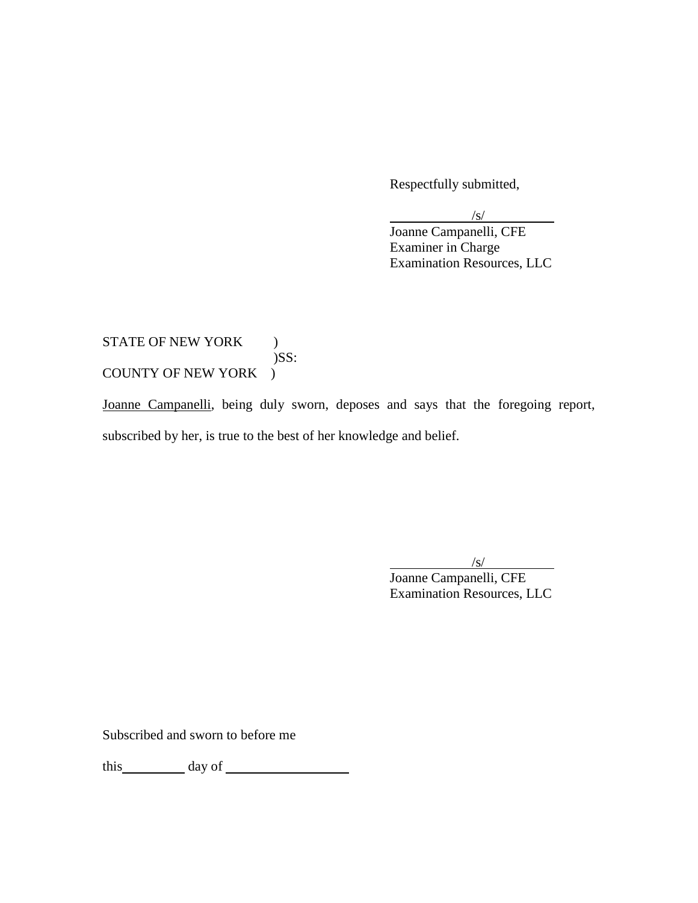Respectfully submitted,

/s/

Joanne Campanelli, CFE
Examiner in Charge
Examination Resources, LLC

STATE OF NEW YORK )
)SS:
COUNTY OF NEW YORK )

Joanne Campanelli, being duly sworn, deposes and says that the foregoing report, subscribed by her, is true to the best of her knowledge and belief.

/s/

Joanne Campanelli, CFE
Examination Resources, LLC

Subscribed and sworn to before me

this __________ day of ____________________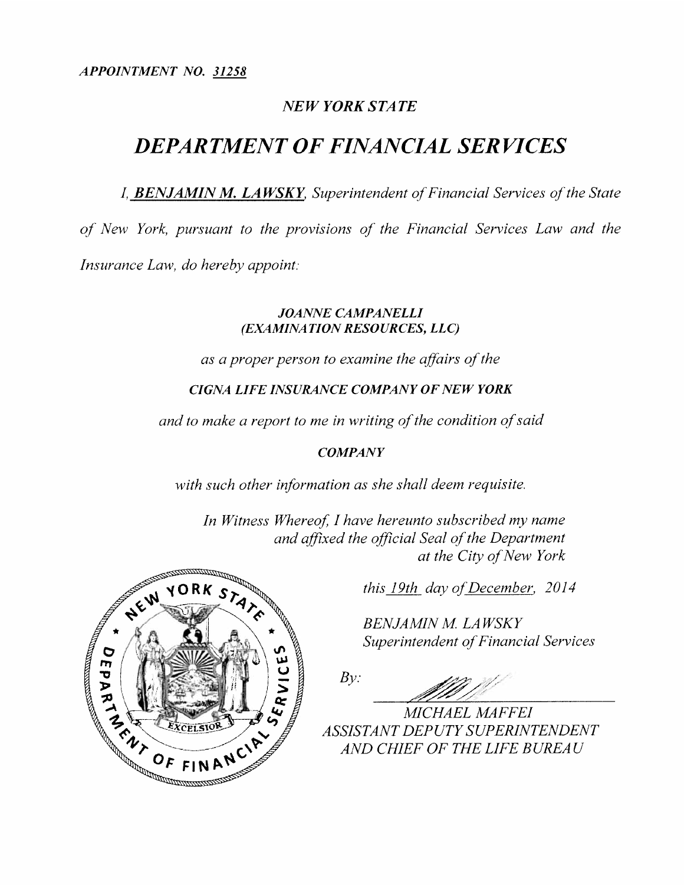*APPOINTMENT NO. 31258*

*NEW YORK STATE*

# *DEPARTMENT OF FINANCIAL SERVICES*

*I, **BENJAMIN M. LAWSKY**, Superintendent of Financial Services of the State of New York, pursuant to the provisions of the Financial Services Law and the Insurance Law, do hereby appoint:*

***JOANNE CAMPANELLI***
***(EXAMINATION RESOURCES, LLC)***

*as a proper person to examine the affairs of the*

***CIGNA LIFE INSURANCE COMPANY OF NEW YORK***

*and to make a report to me in writing of the condition of said*

***COMPANY***

*with such other information as she shall deem requisite.*

*In Witness Whereof, I have hereunto subscribed my name and affixed the official Seal of the Department at the City of New York*

*this 19th day of December, 2014*

*BENJAMIN M. LAWSKY*
*Superintendent of Financial Services*

*By:*

*MICHAEL MAFFEI*
*ASSISTANT DEPUTY SUPERINTENDENT AND CHIEF OF THE LIFE BUREAU*